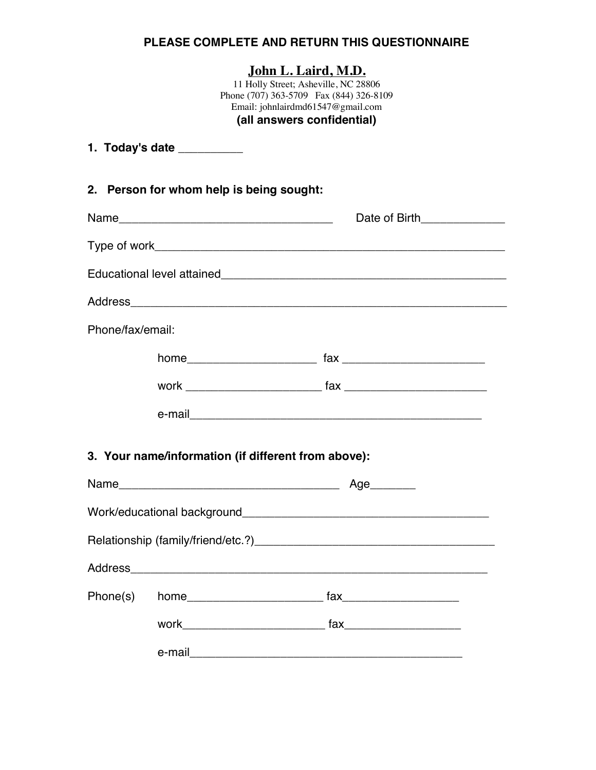**PLEASE COMPLETE AND RETURN THIS QUESTIONNAIRE**

# John L. Laird, M.D.

11 Holly Street; Asheville, NC 28806
Phone (707) 363-5709 Fax (844) 326-8109
Email: johnlairdmd61547@gmail.com

**(all answers confidential)**

**1. Today's date __________**

**2. Person for whom help is being sought:**

Name_________________________________ Date of Birth_____________

Type of work_______________________________________________________

Educational level attained_____________________________________________

Address__________________________________________________________

Phone/fax/email:

home___________________ fax _____________________

work ____________________ fax _____________________

e-mail____________________________________________

**3. Your name/information (if different from above):**

Name__________________________________ Age_______

Work/educational background_____________________________________

Relationship (family/friend/etc.?)____________________________________

Address_______________________________________________________

Phone(s) home____________________ fax_________________

work_____________________ fax_________________

e-mail__________________________________________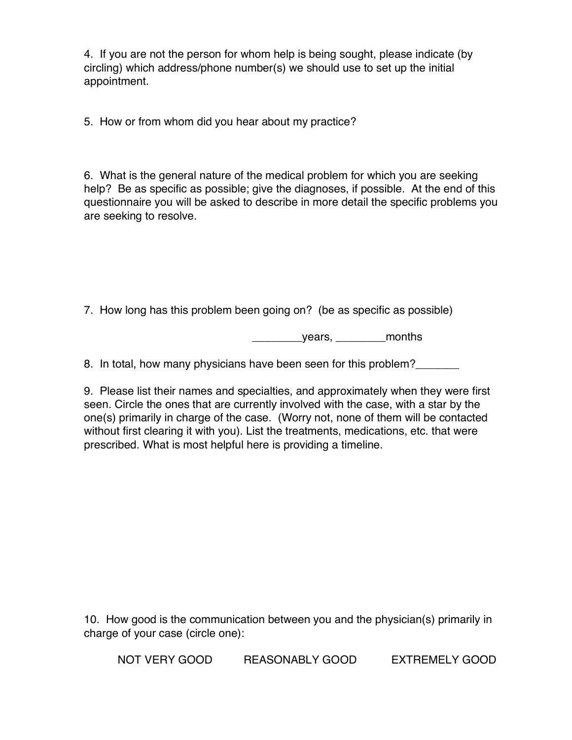4. If you are not the person for whom help is being sought, please indicate (by circling) which address/phone number(s) we should use to set up the initial appointment.

5. How or from whom did you hear about my practice?

6. What is the general nature of the medical problem for which you are seeking help? Be as specific as possible; give the diagnoses, if possible. At the end of this questionnaire you will be asked to describe in more detail the specific problems you are seeking to resolve.

7. How long has this problem been going on? (be as specific as possible)

________years, ________months

8. In total, how many physicians have been seen for this problem?_______

9. Please list their names and specialties, and approximately when they were first seen. Circle the ones that are currently involved with the case, with a star by the one(s) primarily in charge of the case. (Worry not, none of them will be contacted without first clearing it with you). List the treatments, medications, etc. that were prescribed. What is most helpful here is providing a timeline.

10. How good is the communication between you and the physician(s) primarily in charge of your case (circle one):

NOT VERY GOOD     REASONABLY GOOD     EXTREMELY GOOD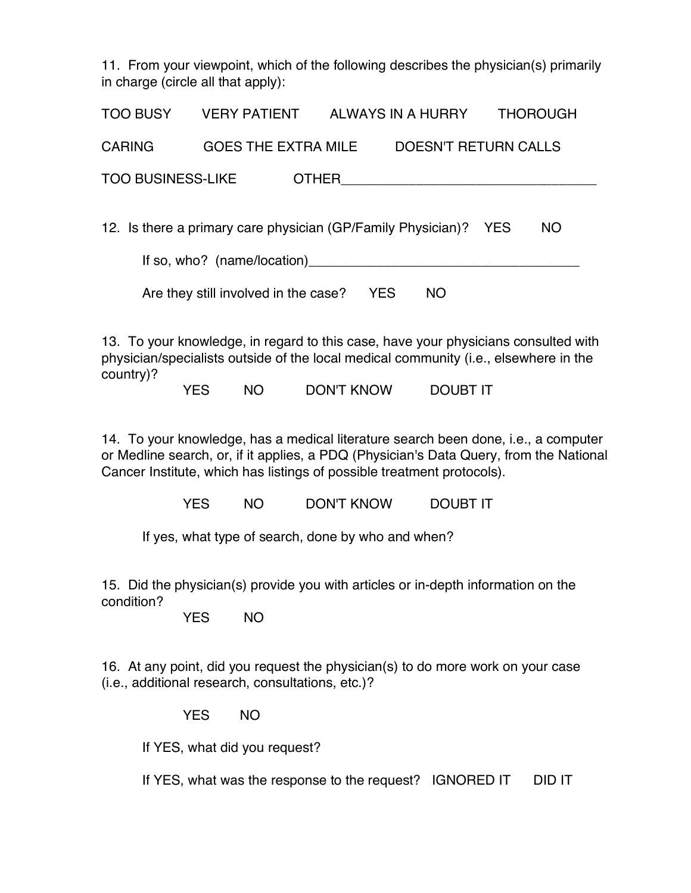11. From your viewpoint, which of the following describes the physician(s) primarily in charge (circle all that apply):

TOO BUSY     VERY PATIENT     ALWAYS IN A HURRY     THOROUGH

CARING     GOES THE EXTRA MILE     DOESN'T RETURN CALLS

TOO BUSINESS-LIKE     OTHER__________________________________

12. Is there a primary care physician (GP/Family Physician)?   YES     NO

If so, who? (name/location)____________________________________

Are they still involved in the case?   YES     NO

13. To your knowledge, in regard to this case, have your physicians consulted with physician/specialists outside of the local medical community (i.e., elsewhere in the country)?

YES     NO     DON'T KNOW     DOUBT IT

14. To your knowledge, has a medical literature search been done, i.e., a computer or Medline search, or, if it applies, a PDQ (Physician's Data Query, from the National Cancer Institute, which has listings of possible treatment protocols).

YES     NO     DON'T KNOW     DOUBT IT

If yes, what type of search, done by who and when?

15. Did the physician(s) provide you with articles or in-depth information on the condition?

YES     NO

16. At any point, did you request the physician(s) to do more work on your case (i.e., additional research, consultations, etc.)?

YES     NO

If YES, what did you request?

If YES, what was the response to the request?   IGNORED IT     DID IT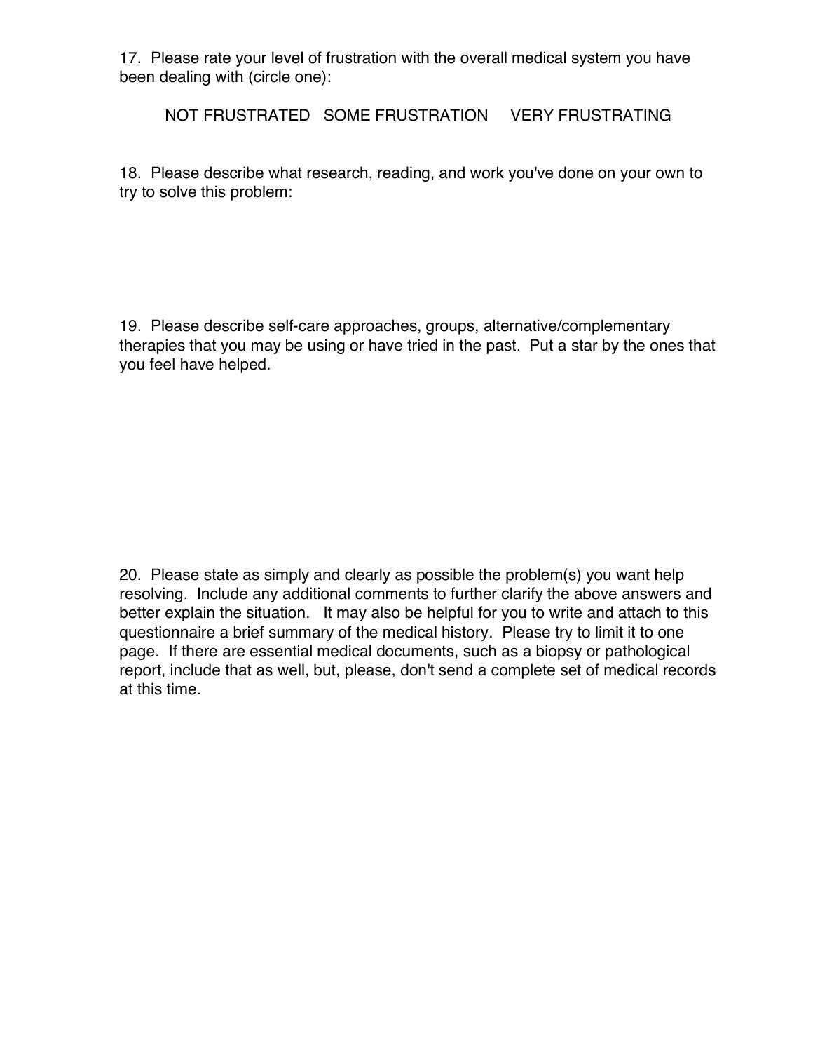17. Please rate your level of frustration with the overall medical system you have been dealing with (circle one):

NOT FRUSTRATED   SOME FRUSTRATION   VERY FRUSTRATING

18. Please describe what research, reading, and work you've done on your own to try to solve this problem:

19. Please describe self-care approaches, groups, alternative/complementary therapies that you may be using or have tried in the past. Put a star by the ones that you feel have helped.

20. Please state as simply and clearly as possible the problem(s) you want help resolving. Include any additional comments to further clarify the above answers and better explain the situation. It may also be helpful for you to write and attach to this questionnaire a brief summary of the medical history. Please try to limit it to one page. If there are essential medical documents, such as a biopsy or pathological report, include that as well, but, please, don't send a complete set of medical records at this time.